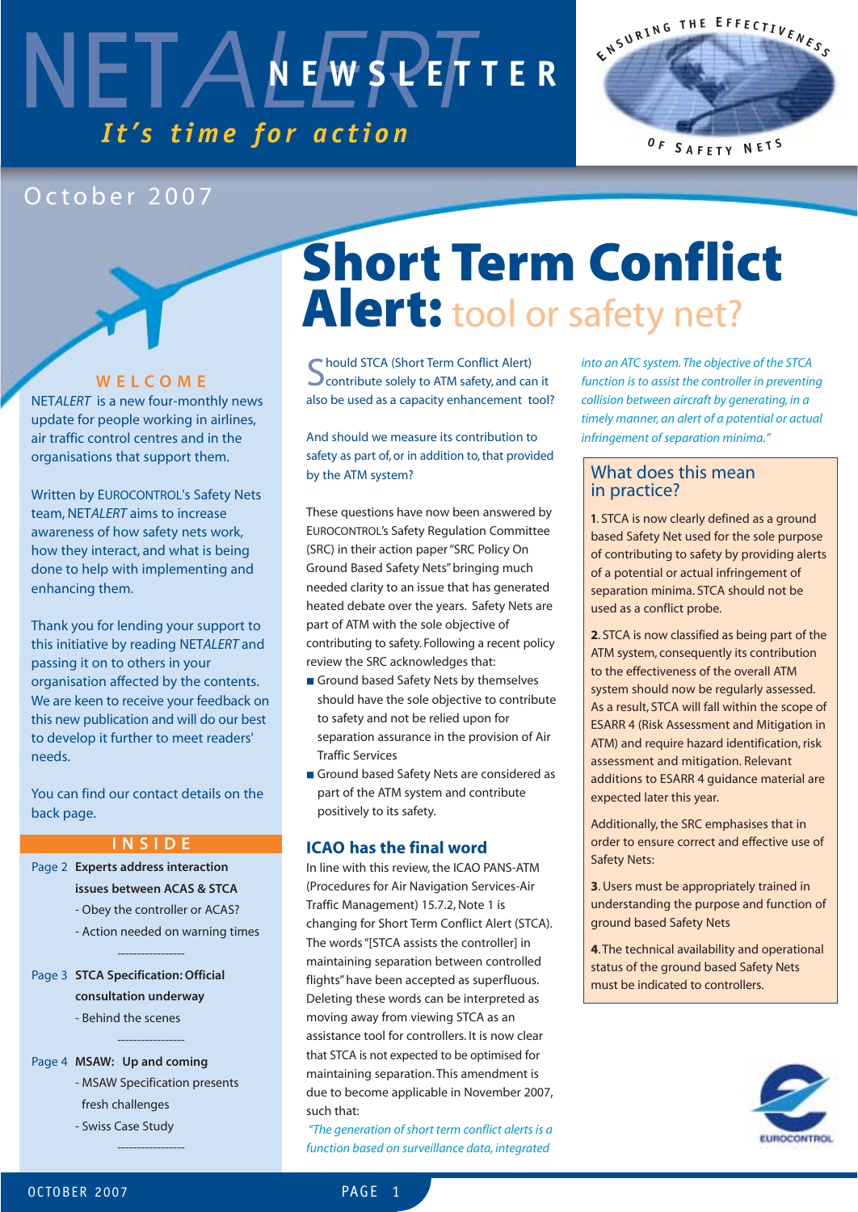# NETALERT NEWSLETTER

*It's time for action*

ENSURING THE EFFECTIVENESS OF SAFETY NETS

October 2007

## WELCOME

NET*ALERT* is a new four-monthly news update for people working in airlines, air traffic control centres and in the organisations that support them.

Written by EUROCONTROL's Safety Nets team, NET*ALERT* aims to increase awareness of how safety nets work, how they interact, and what is being done to help with implementing and enhancing them.

Thank you for lending your support to this initiative by reading NET*ALERT* and passing it on to others in your organisation affected by the contents. We are keen to receive your feedback on this new publication and will do our best to develop it further to meet readers' needs.

You can find our contact details on the back page.

## INSIDE

Page 2 **Experts address interaction issues between ACAS & STCA**
- Obey the controller or ACAS?
- Action needed on warning times

Page 3 **STCA Specification: Official consultation underway**
- Behind the scenes

Page 4 **MSAW: Up and coming**
- MSAW Specification presents fresh challenges
- Swiss Case Study

# Short Term Conflict Alert: tool or safety net?

Should STCA (Short Term Conflict Alert) contribute solely to ATM safety, and can it also be used as a capacity enhancement tool?

And should we measure its contribution to safety as part of, or in addition to, that provided by the ATM system?

These questions have now been answered by EUROCONTROL's Safety Regulation Committee (SRC) in their action paper "SRC Policy On Ground Based Safety Nets" bringing much needed clarity to an issue that has generated heated debate over the years. Safety Nets are part of ATM with the sole objective of contributing to safety. Following a recent policy review the SRC acknowledges that:

- Ground based Safety Nets by themselves should have the sole objective to contribute to safety and not be relied upon for separation assurance in the provision of Air Traffic Services
- Ground based Safety Nets are considered as part of the ATM system and contribute positively to its safety.

### ICAO has the final word

In line with this review, the ICAO PANS-ATM (Procedures for Air Navigation Services-Air Traffic Management) 15.7.2, Note 1 is changing for Short Term Conflict Alert (STCA). The words "[STCA assists the controller] in maintaining separation between controlled flights" have been accepted as superfluous. Deleting these words can be interpreted as moving away from viewing STCA as an assistance tool for controllers. It is now clear that STCA is not expected to be optimised for maintaining separation. This amendment is due to become applicable in November 2007, such that:

*"The generation of short term conflict alerts is a function based on surveillance data, integrated into an ATC system. The objective of the STCA function is to assist the controller in preventing collision between aircraft by generating, in a timely manner, an alert of a potential or actual infringement of separation minima."*

### What does this mean in practice?

**1.** STCA is now clearly defined as a ground based Safety Net used for the sole purpose of contributing to safety by providing alerts of a potential or actual infringement of separation minima. STCA should not be used as a conflict probe.

**2.** STCA is now classified as being part of the ATM system, consequently its contribution to the effectiveness of the overall ATM system should now be regularly assessed. As a result, STCA will fall within the scope of ESARR 4 (Risk Assessment and Mitigation in ATM) and require hazard identification, risk assessment and mitigation. Relevant additions to ESARR 4 guidance material are expected later this year.

Additionally, the SRC emphasises that in order to ensure correct and effective use of Safety Nets:

**3.** Users must be appropriately trained in understanding the purpose and function of ground based Safety Nets

**4.** The technical availability and operational status of the ground based Safety Nets must be indicated to controllers.

EUROCONTROL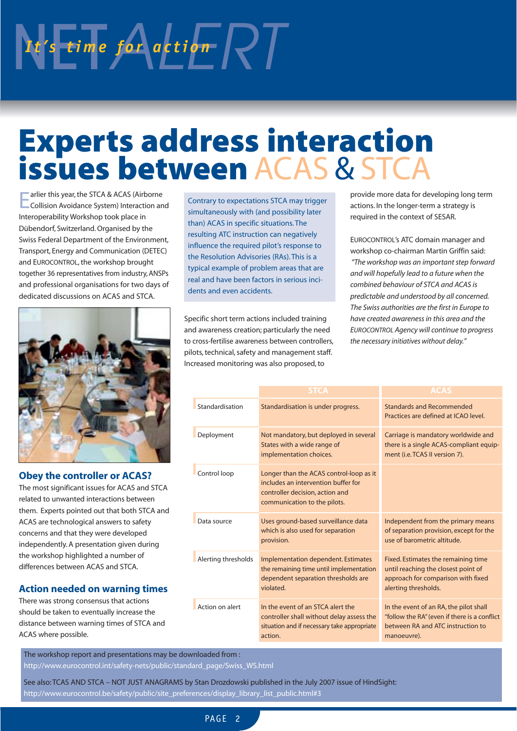# NETALERT

*It's time for action*

# Experts address interaction issues between ACAS & STCA

Earlier this year, the STCA & ACAS (Airborne Collision Avoidance System) Interaction and Interoperability Workshop took place in Dübendorf, Switzerland. Organised by the Swiss Federal Department of the Environment, Transport, Energy and Communication (DETEC) and EUROCONTROL, the workshop brought together 36 representatives from industry, ANSPs and professional organisations for two days of dedicated discussions on ACAS and STCA.

## Obey the controller or ACAS?

The most significant issues for ACAS and STCA related to unwanted interactions between them. Experts pointed out that both STCA and ACAS are technological answers to safety concerns and that they were developed independently. A presentation given during the workshop highlighted a number of differences between ACAS and STCA.

## Action needed on warning times

There was strong consensus that actions should be taken to eventually increase the distance between warning times of STCA and ACAS where possible.

> Contrary to expectations STCA may trigger simultaneously with (and possibility later than) ACAS in specific situations. The resulting ATC instruction can negatively influence the required pilot's response to the Resolution Advisories (RAs). This is a typical example of problem areas that are real and have been factors in serious incidents and even accidents.

Specific short term actions included training and awareness creation; particularly the need to cross-fertilise awareness between controllers, pilots, technical, safety and management staff. Increased monitoring was also proposed, to provide more data for developing long term actions. In the longer-term a strategy is required in the context of SESAR.

EUROCONTROL's ATC domain manager and workshop co-chairman Martin Griffin said: *"The workshop was an important step forward and will hopefully lead to a future when the combined behaviour of STCA and ACAS is predictable and understood by all concerned. The Swiss authorities are the first in Europe to have created awareness in this area and the EUROCONTROL Agency will continue to progress the necessary initiatives without delay."*

| | STCA | ACAS |
|---|---|---|
| Standardisation | Standardisation is under progress. | Standards and Recommended Practices are defined at ICAO level. |
| Deployment | Not mandatory, but deployed in several States with a wide range of implementation choices. | Carriage is mandatory worldwide and there is a single ACAS-compliant equipment (i.e. TCAS II version 7). |
| Control loop | Longer than the ACAS control-loop as it includes an intervention buffer for controller decision, action and communication to the pilots. | |
| Data source | Uses ground-based surveillance data which is also used for separation provision. | Independent from the primary means of separation provision, except for the use of barometric altitude. |
| Alerting thresholds | Implementation dependent. Estimates the remaining time until implementation dependent separation thresholds are violated. | Fixed. Estimates the remaining time until reaching the closest point of approach for comparison with fixed alerting thresholds. |
| Action on alert | In the event of an STCA alert the controller shall without delay assess the situation and if necessary take appropriate action. | In the event of an RA, the pilot shall "follow the RA" (even if there is a conflict between RA and ATC instruction to manoeuvre). |

The workshop report and presentations may be downloaded from :
http://www.eurocontrol.int/safety-nets/public/standard_page/Swiss_WS.html

See also: TCAS AND STCA – NOT JUST ANAGRAMS by Stan Drozdowski published in the July 2007 issue of HindSight:
http://www.eurocontrol.be/safety/public/site_preferences/display_library_list_public.html#3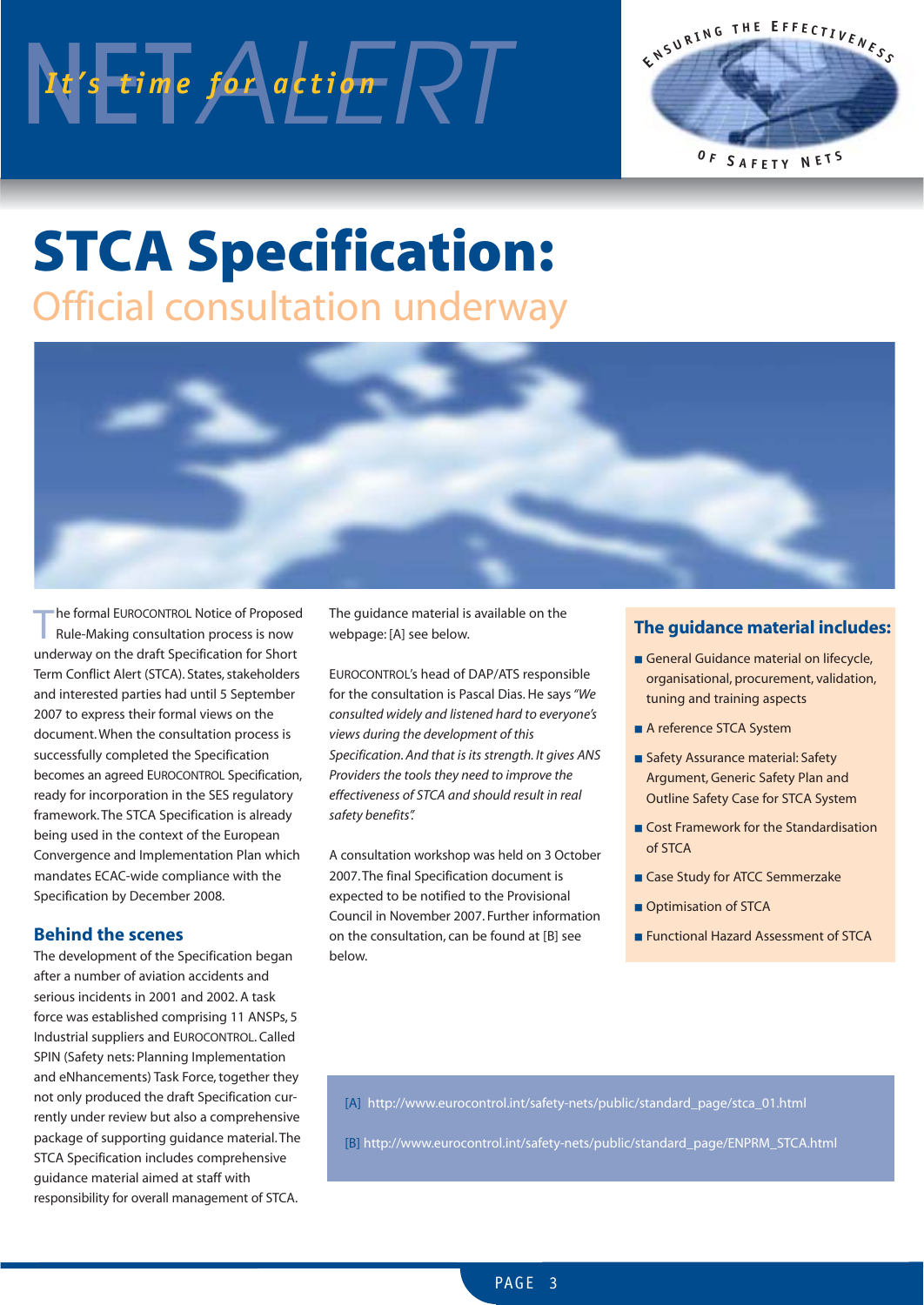# STCA Specification:

## Official consultation underway

The formal EUROCONTROL Notice of Proposed Rule-Making consultation process is now underway on the draft Specification for Short Term Conflict Alert (STCA). States, stakeholders and interested parties had until 5 September 2007 to express their formal views on the document. When the consultation process is successfully completed the Specification becomes an agreed EUROCONTROL Specification, ready for incorporation in the SES regulatory framework. The STCA Specification is already being used in the context of the European Convergence and Implementation Plan which mandates ECAC-wide compliance with the Specification by December 2008.

### Behind the scenes

The development of the Specification began after a number of aviation accidents and serious incidents in 2001 and 2002. A task force was established comprising 11 ANSPs, 5 Industrial suppliers and EUROCONTROL. Called SPIN (Safety nets: Planning Implementation and eNhancements) Task Force, together they not only produced the draft Specification currently under review but also a comprehensive package of supporting guidance material. The STCA Specification includes comprehensive guidance material aimed at staff with responsibility for overall management of STCA.

The guidance material is available on the webpage: [A] see below.

EUROCONTROL's head of DAP/ATS responsible for the consultation is Pascal Dias. He says *"We consulted widely and listened hard to everyone's views during the development of this Specification. And that is its strength. It gives ANS Providers the tools they need to improve the effectiveness of STCA and should result in real safety benefits".*

A consultation workshop was held on 3 October 2007. The final Specification document is expected to be notified to the Provisional Council in November 2007. Further information on the consultation, can be found at [B] see below.

### The guidance material includes:

- General Guidance material on lifecycle, organisational, procurement, validation, tuning and training aspects
- A reference STCA System
- Safety Assurance material: Safety Argument, Generic Safety Plan and Outline Safety Case for STCA System
- Cost Framework for the Standardisation of STCA
- Case Study for ATCC Semmerzake
- Optimisation of STCA
- Functional Hazard Assessment of STCA

[A] http://www.eurocontrol.int/safety-nets/public/standard_page/stca_01.html

[B] http://www.eurocontrol.int/safety-nets/public/standard_page/ENPRM_STCA.html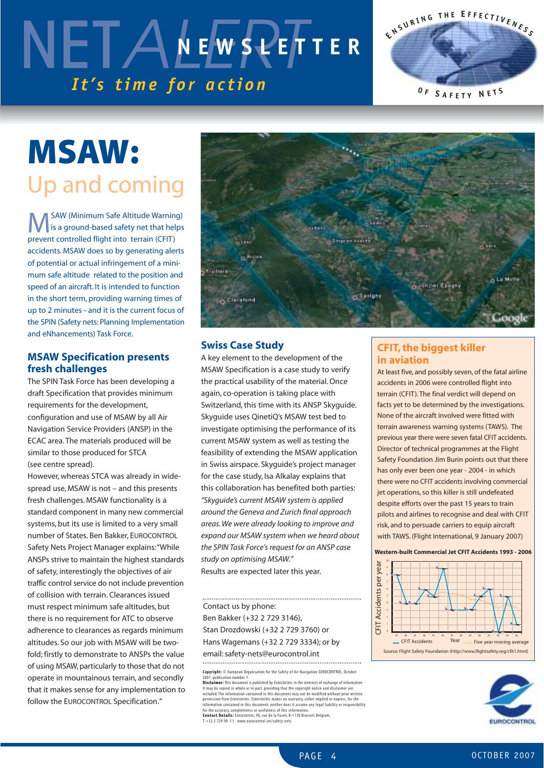# NETALERT NEWSLETTER

*It's time for action*

ENSURING THE EFFECTIVENESS OF SAFETY NETS

# MSAW:

## Up and coming

MSAW (Minimum Safe Altitude Warning) is a ground-based safety net that helps prevent controlled flight into terrain (CFIT) accidents. MSAW does so by generating alerts of potential or actual infringement of a minimum safe altitude related to the position and speed of an aircraft. It is intended to function in the short term, providing warning times of up to 2 minutes – and it is the current focus of the SPIN (Safety nets: Planning Implementation and eNhancements) Task Force.

### MSAW Specification presents fresh challenges

The SPIN Task Force has been developing a draft Specification that provides minimum requirements for the development, configuration and use of MSAW by all Air Navigation Service Providers (ANSP) in the ECAC area. The materials produced will be similar to those produced for STCA (see centre spread).

However, whereas STCA was already in widespread use, MSAW is not – and this presents fresh challenges. MSAW functionality is a standard component in many new commercial systems, but its use is limited to a very small number of States. Ben Bakker, EUROCONTROL Safety Nets Project Manager explains: "While ANSPs strive to maintain the highest standards of safety, interestingly the objectives of air traffic control service do not include prevention of collision with terrain. Clearances issued must respect minimum safe altitudes, but there is no requirement for ATC to observe adherence to clearances as regards minimum altitudes. So our job with MSAW will be two-fold; firstly to demonstrate to ANSPs the value of using MSAW, particularly to those that do not operate in mountainous terrain, and secondly that it makes sense for any implementation to follow the EUROCONTROL Specification."

### Swiss Case Study

A key element to the development of the MSAW Specification is a case study to verify the practical usability of the material. Once again, co-operation is taking place with Switzerland, this time with its ANSP Skyguide. Skyguide uses QinetiQ's MSAW test bed to investigate optimising the performance of its current MSAW system as well as testing the feasibility of extending the MSAW application in Swiss airspace. Skyguide's project manager for the case study, Isa Alkalay explains that this collaboration has benefited both parties: *"Skyguide's current MSAW system is applied around the Geneva and Zurich final approach areas. We were already looking to improve and expand our MSAW system when we heard about the SPIN Task Force's request for an ANSP case study on optimising MSAW."*

Results are expected later this year.

Contact us by phone:
Ben Bakker (+32 2 729 3146),
Stan Drozdowski (+32 2 729 3760) or
Hans Wagemans (+32 2 729 3334); or by
email: safety-nets@eurocontrol.int

**Copyright:** © European Organisation for the Safety of Air Navigation EUROCONTROL; October 2007; publication number 1.
**Disclaimer:** This document is published by EUROCONTROL in the interests of exchange of information. It may be copied in whole or in part, providing that the copyright notice and disclaimer are included. The information contained in this document may not be modified without prior written permission from EUROCONTROL. EUROCONTROL makes no warranty, either implied or express, for the information contained in this document, neither does it assume any legal liability or responsibility for the accuracy, completeness or usefulness of this information.
**Contact Details:** EUROCONTROL, 96, rue de la Fusée, B-1130 Brussels Belgium, T +32 2 729 90 11 www.eurocontrol.int/safety-nets

### CFIT, the biggest killer in aviation

At least five, and possibly seven, of the fatal airline accidents in 2006 were controlled flight into terrain (CFIT). The final verdict will depend on facts yet to be determined by the investigations. None of the aircraft involved were fitted with terrain awareness warning systems (TAWS). The previous year there were seven fatal CFIT accidents. Director of technical programmes at the Flight Safety Foundation Jim Burin points out that there has only ever been one year - 2004 - in which there were no CFIT accidents involving commercial jet operations, so this killer is still undefeated despite efforts over the past 15 years to train pilots and airlines to recognise and deal with CFIT risk, and to persuade carriers to equip aircraft with TAWS. (Flight International, 9 January 2007)

**Western-built Commercial Jet CFIT Accidents 1993 - 2006**

CFIT Accidents per year

Year

CFIT Accidents

Five year moving average

Source: Flight Safety Foundation (http://www.flightsafety.org/cfit1.html)